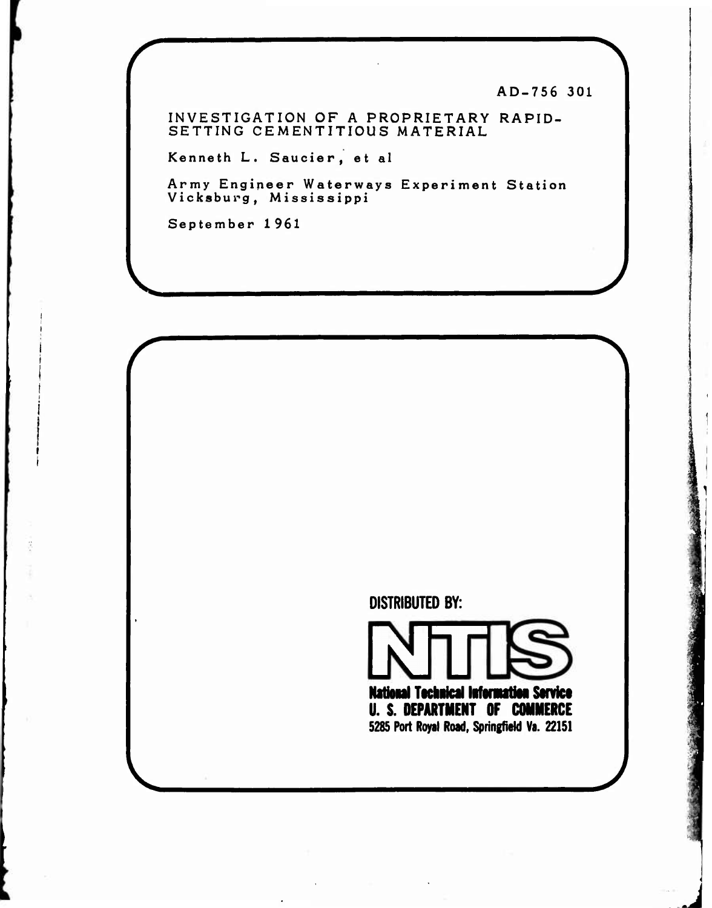AD-756 301

# INVESTIGATION OF A PROPRIETARY RAPID-SETTING CEMENTITIOUS MATERIAL

Kenneth L. Saucier, et al

Army Engineer Waterways Experiment Station
Vicksburg, Mississippi

September 1961

**DISTRIBUTED BY:**

**NTIS**

**National Technical Information Service**
**U. S. DEPARTMENT OF COMMERCE**
**5285 Port Royal Road, Springfield Va. 22151**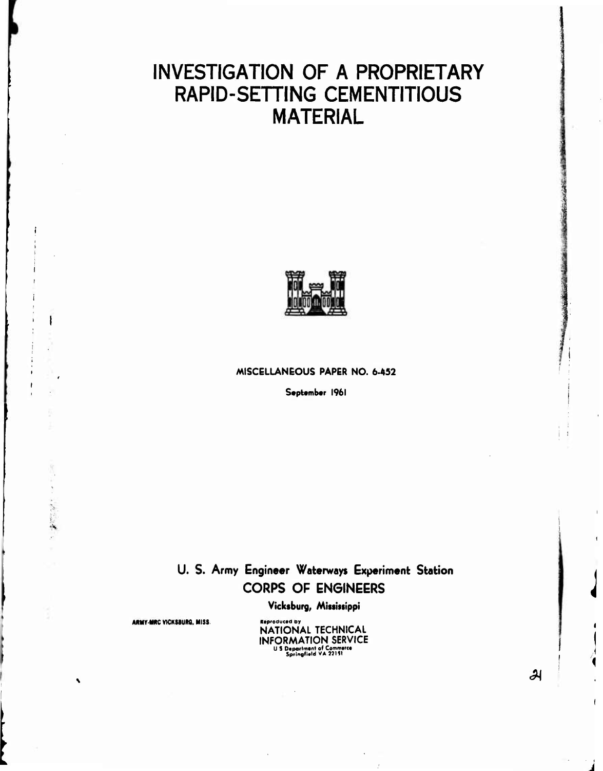# INVESTIGATION OF A PROPRIETARY RAPID-SETTING CEMENTITIOUS MATERIAL

MISCELLANEOUS PAPER NO. 6-452

September 1961

U. S. Army Engineer Waterways Experiment Station

CORPS OF ENGINEERS

Vicksburg, Mississippi

ARMY-MRC VICKSBURG, MISS.

Reproduced by
NATIONAL TECHNICAL INFORMATION SERVICE
U S Department of Commerce
Springfield VA 22151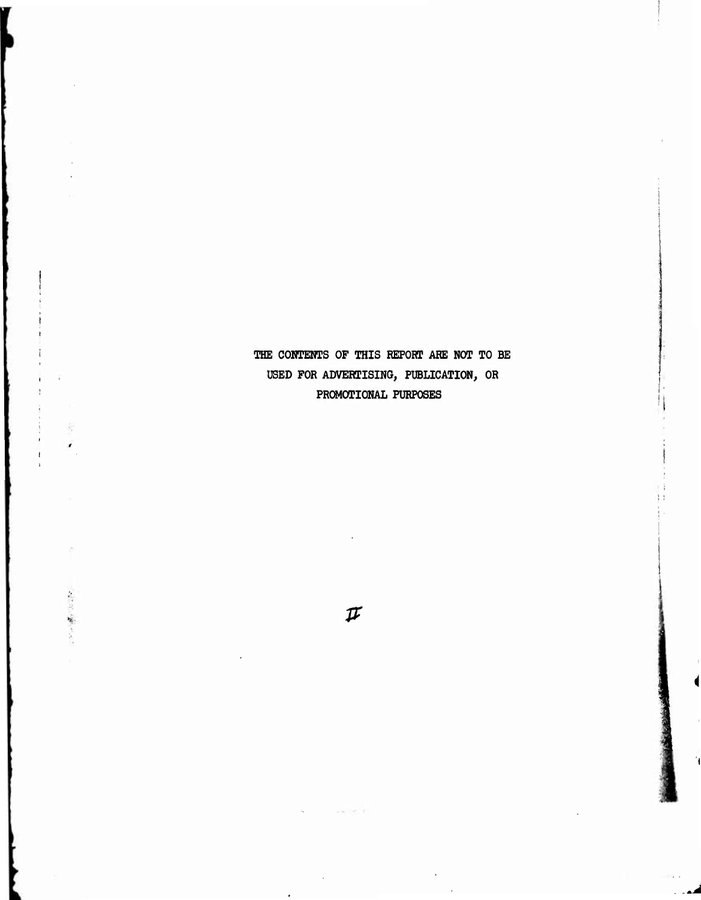THE CONTENTS OF THIS REPORT ARE NOT TO BE USED FOR ADVERTISING, PUBLICATION, OR PROMOTIONAL PURPOSES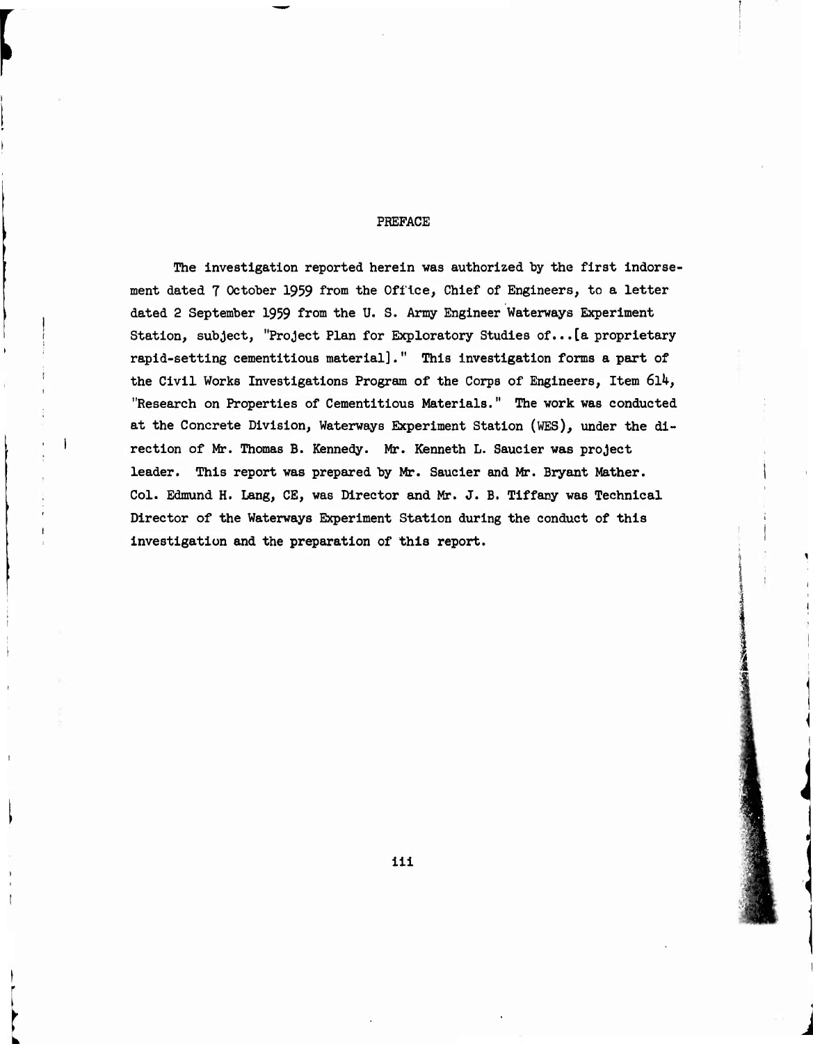# PREFACE

The investigation reported herein was authorized by the first indorsement dated 7 October 1959 from the Office, Chief of Engineers, to a letter dated 2 September 1959 from the U. S. Army Engineer Waterways Experiment Station, subject, "Project Plan for Exploratory Studies of...[a proprietary rapid-setting cementitious material]." This investigation forms a part of the Civil Works Investigations Program of the Corps of Engineers, Item 614, "Research on Properties of Cementitious Materials." The work was conducted at the Concrete Division, Waterways Experiment Station (WES), under the direction of Mr. Thomas B. Kennedy. Mr. Kenneth L. Saucier was project leader. This report was prepared by Mr. Saucier and Mr. Bryant Mather. Col. Edmund H. Lang, CE, was Director and Mr. J. B. Tiffany was Technical Director of the Waterways Experiment Station during the conduct of this investigation and the preparation of this report.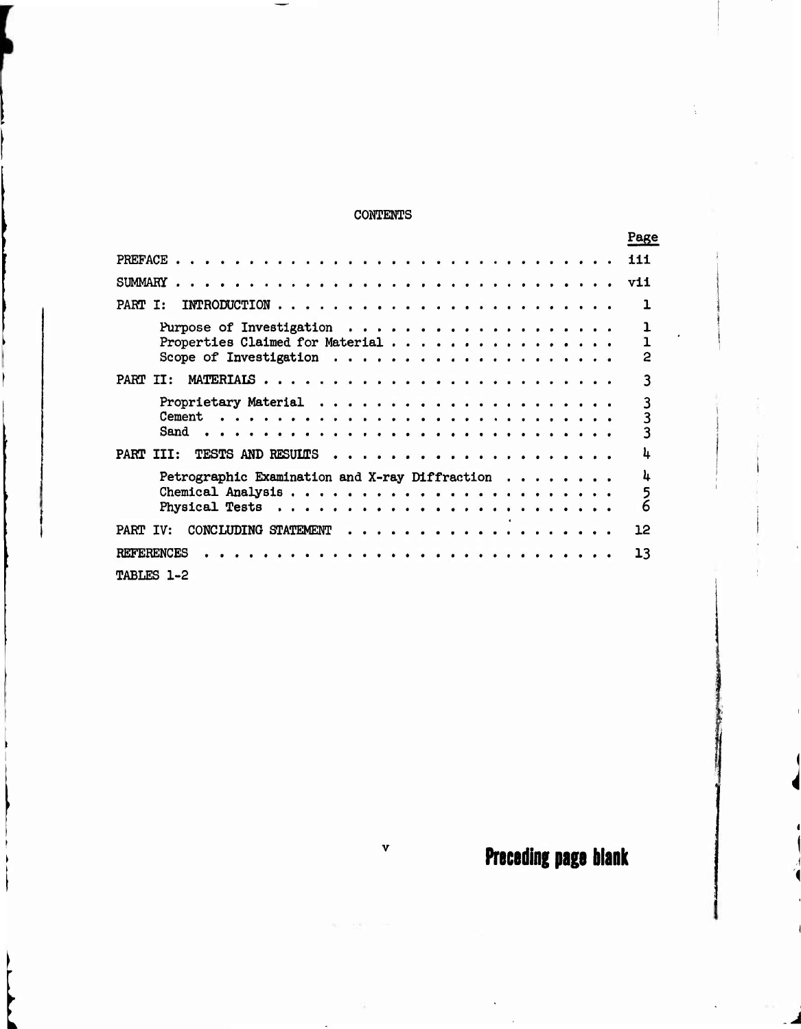# CONTENTS

| | Page |
|---|---|
| PREFACE | iii |
| SUMMARY | vii |
| PART I: INTRODUCTION | 1 |
| Purpose of Investigation | 1 |
| Properties Claimed for Material | 1 |
| Scope of Investigation | 2 |
| PART II: MATERIALS | 3 |
| Proprietary Material | 3 |
| Cement | 3 |
| Sand | 3 |
| PART III: TESTS AND RESULTS | 4 |
| Petrographic Examination and X-ray Diffraction | 4 |
| Chemical Analysis | 5 |
| Physical Tests | 6 |
| PART IV: CONCLUDING STATEMENT | 12 |
| REFERENCES | 13 |
| TABLES 1-2 | |

**Preceding page blank**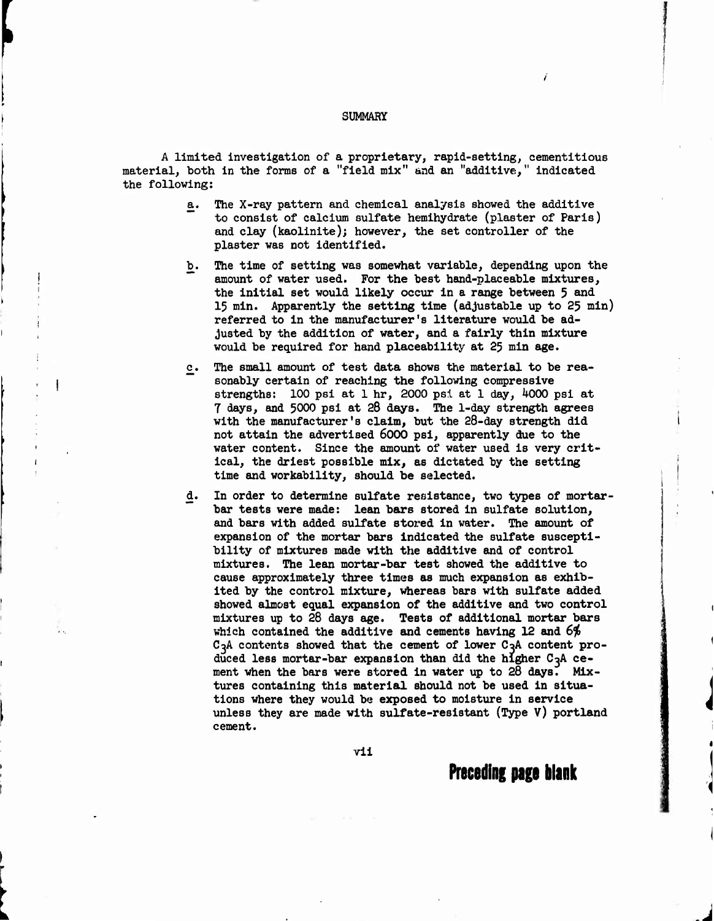# SUMMARY

A limited investigation of a proprietary, rapid-setting, cementitious material, both in the forms of a "field mix" and an "additive," indicated the following:

a. The X-ray pattern and chemical analysis showed the additive to consist of calcium sulfate hemihydrate (plaster of Paris) and clay (kaolinite); however, the set controller of the plaster was not identified.

b. The time of setting was somewhat variable, depending upon the amount of water used. For the best hand-placeable mixtures, the initial set would likely occur in a range between 5 and 15 min. Apparently the setting time (adjustable up to 25 min) referred to in the manufacturer's literature would be adjusted by the addition of water, and a fairly thin mixture would be required for hand placeability at 25 min age.

c. The small amount of test data shows the material to be reasonably certain of reaching the following compressive strengths: 100 psi at 1 hr, 2000 psi at 1 day, 4000 psi at 7 days, and 5000 psi at 28 days. The 1-day strength agrees with the manufacturer's claim, but the 28-day strength did not attain the advertised 6000 psi, apparently due to the water content. Since the amount of water used is very critical, the driest possible mix, as dictated by the setting time and workability, should be selected.

d. In order to determine sulfate resistance, two types of mortar-bar tests were made: lean bars stored in sulfate solution, and bars with added sulfate stored in water. The amount of expansion of the mortar bars indicated the sulfate susceptibility of mixtures made with the additive and of control mixtures. The lean mortar-bar test showed the additive to cause approximately three times as much expansion as exhibited by the control mixture, whereas bars with sulfate added showed almost equal expansion of the additive and two control mixtures up to 28 days age. Tests of additional mortar bars which contained the additive and cements having 12 and 6% $C_3A$ contents showed that the cement of lower $C_3A$ content produced less mortar-bar expansion than did the higher $C_3A$ cement when the bars were stored in water up to 28 days. Mixtures containing this material should not be used in situations where they would be exposed to moisture in service unless they are made with sulfate-resistant (Type V) portland cement.

**Preceding page blank**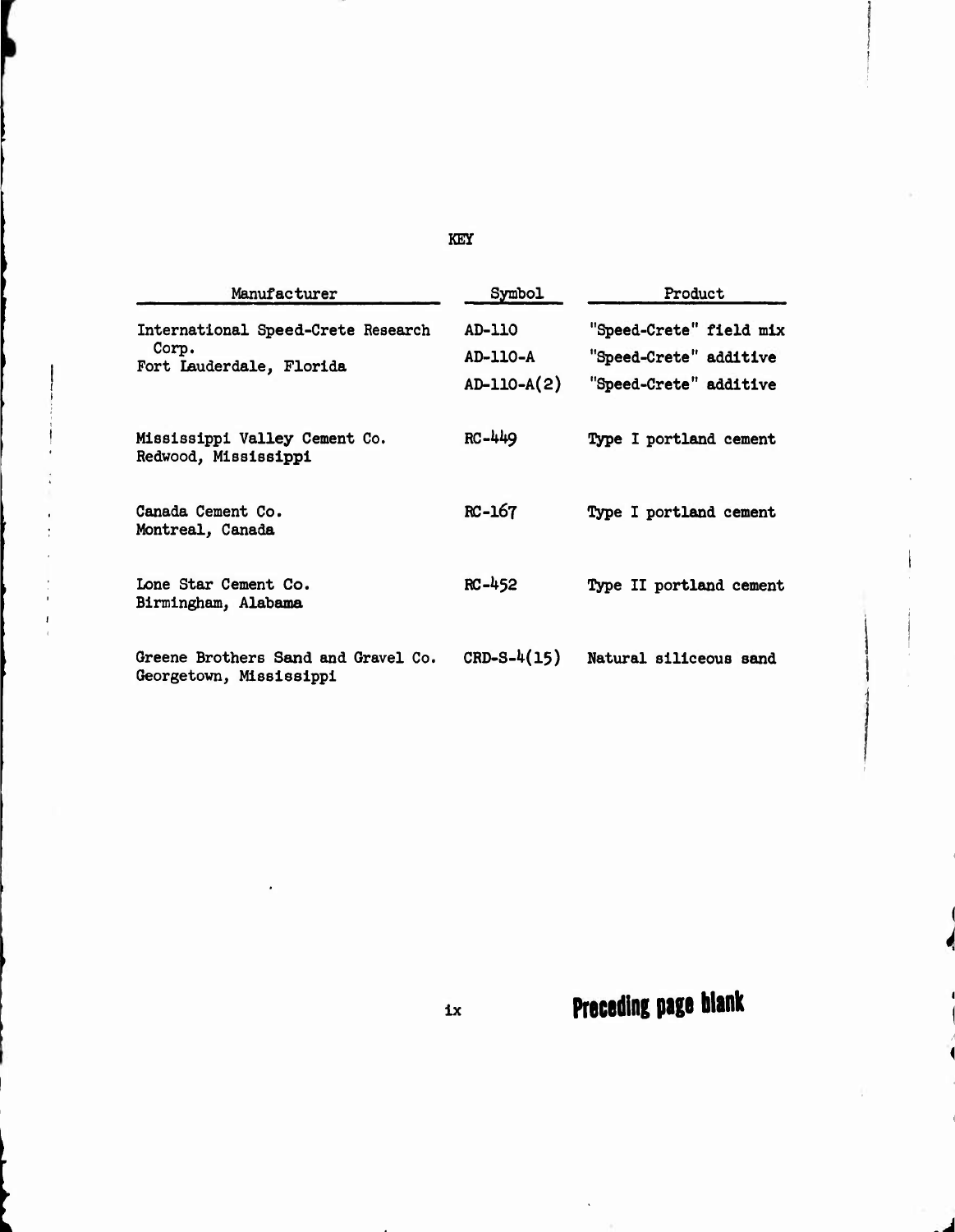# KEY

| Manufacturer | Symbol | Product |
|---|---|---|
| International Speed-Crete Research Corp. Fort Lauderdale, Florida | AD-110 | "Speed-Crete" field mix |
| | AD-110-A | "Speed-Crete" additive |
| | AD-110-A(2) | "Speed-Crete" additive |
| Mississippi Valley Cement Co. Redwood, Mississippi | RC-449 | Type I portland cement |
| Canada Cement Co. Montreal, Canada | RC-167 | Type I portland cement |
| Lone Star Cement Co. Birmingham, Alabama | RC-452 | Type II portland cement |
| Greene Brothers Sand and Gravel Co. Georgetown, Mississippi | CRD-S-4(15) | Natural siliceous sand |

Preceding page blank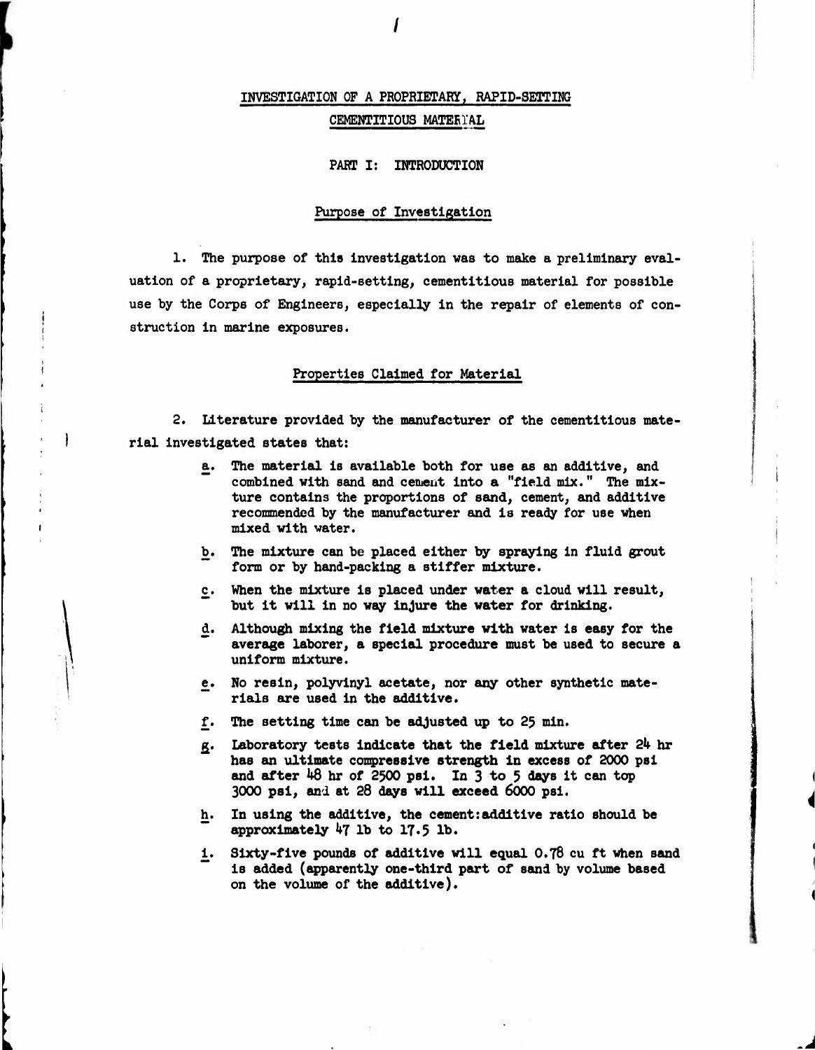# INVESTIGATION OF A PROPRIETARY, RAPID-SETTING CEMENTITIOUS MATERIAL

## PART I: INTRODUCTION

### Purpose of Investigation

1. The purpose of this investigation was to make a preliminary evaluation of a proprietary, rapid-setting, cementitious material for possible use by the Corps of Engineers, especially in the repair of elements of construction in marine exposures.

### Properties Claimed for Material

2. Literature provided by the manufacturer of the cementitious material investigated states that:

   a. The material is available both for use as an additive, and combined with sand and cement into a "field mix." The mixture contains the proportions of sand, cement, and additive recommended by the manufacturer and is ready for use when mixed with water.

   b. The mixture can be placed either by spraying in fluid grout form or by hand-packing a stiffer mixture.

   c. When the mixture is placed under water a cloud will result, but it will in no way injure the water for drinking.

   d. Although mixing the field mixture with water is easy for the average laborer, a special procedure must be used to secure a uniform mixture.

   e. No resin, polyvinyl acetate, nor any other synthetic materials are used in the additive.

   f. The setting time can be adjusted up to 25 min.

   g. Laboratory tests indicate that the field mixture after 24 hr has an ultimate compressive strength in excess of 2000 psi and after 48 hr of 2500 psi. In 3 to 5 days it can top 3000 psi, and at 28 days will exceed 6000 psi.

   h. In using the additive, the cement:additive ratio should be approximately 47 lb to 17.5 lb.

   i. Sixty-five pounds of additive will equal 0.78 cu ft when sand is added (apparently one-third part of sand by volume based on the volume of the additive).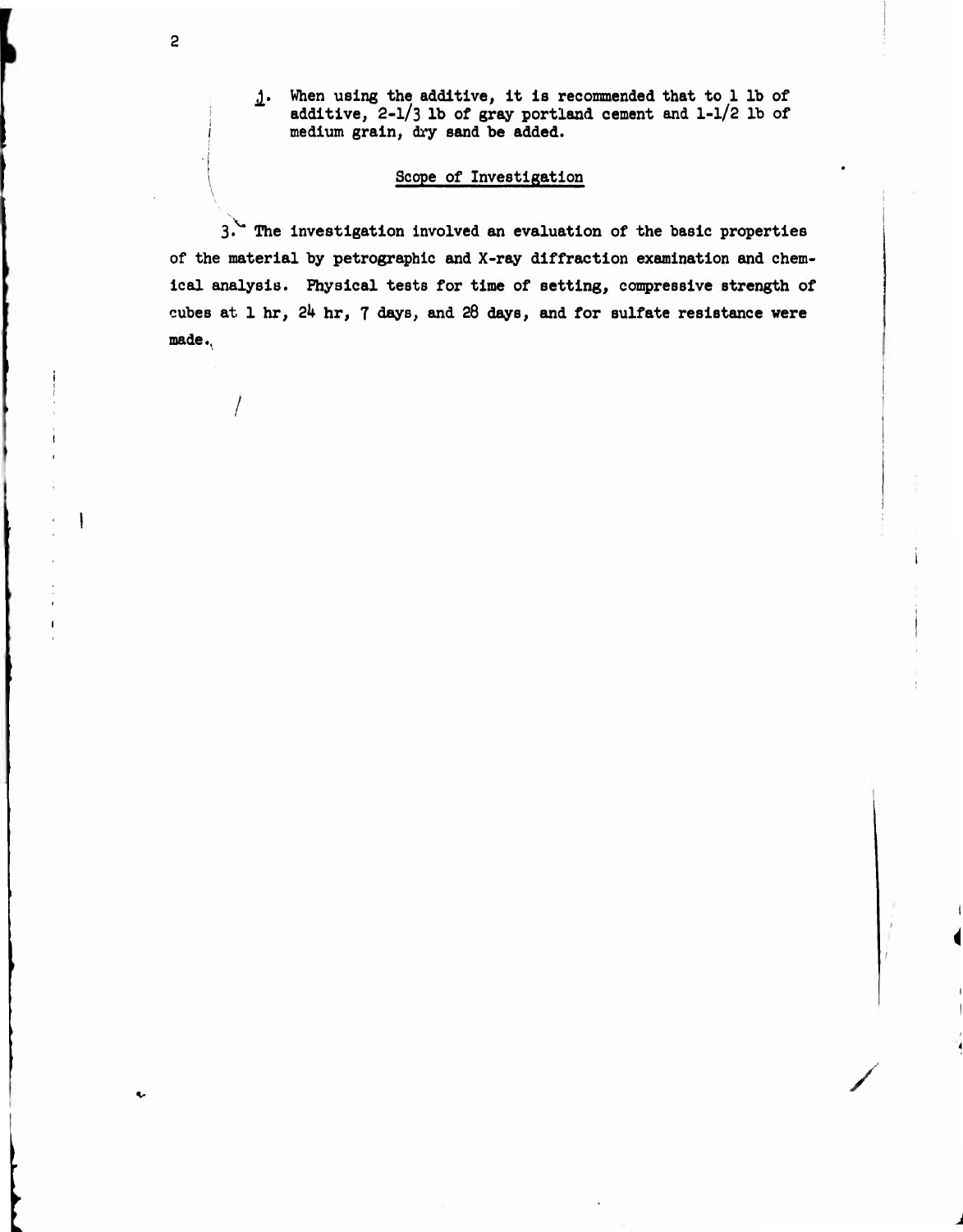j. When using the additive, it is recommended that to 1 lb of additive, 2-1/3 lb of gray portland cement and 1-1/2 lb of medium grain, dry sand be added.

## Scope of Investigation

3. The investigation involved an evaluation of the basic properties of the material by petrographic and X-ray diffraction examination and chemical analysis. Physical tests for time of setting, compressive strength of cubes at 1 hr, 24 hr, 7 days, and 28 days, and for sulfate resistance were made.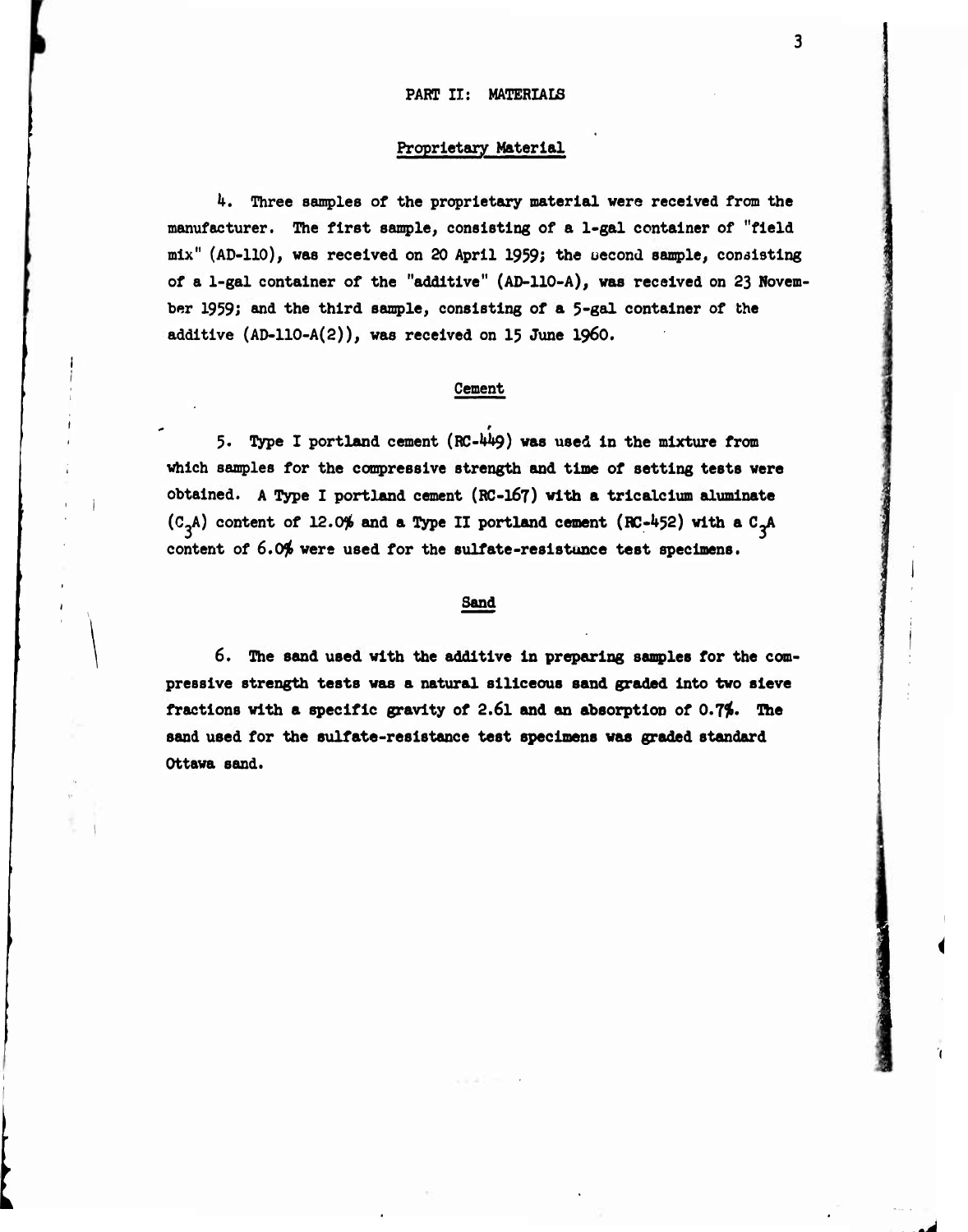## PART II: MATERIALS

### Proprietary Material

4. Three samples of the proprietary material were received from the manufacturer. The first sample, consisting of a 1-gal container of "field mix" (AD-110), was received on 20 April 1959; the second sample, consisting of a 1-gal container of the "additive" (AD-110-A), was received on 23 November 1959; and the third sample, consisting of a 5-gal container of the additive (AD-110-A(2)), was received on 15 June 1960.

### Cement

5. Type I portland cement (RC-449) was used in the mixture from which samples for the compressive strength and time of setting tests were obtained. A Type I portland cement (RC-167) with a tricalcium aluminate ($C_3A$) content of 12.0% and a Type II portland cement (RC-452) with a $C_3A$ content of 6.0% were used for the sulfate-resistance test specimens.

### Sand

6. The sand used with the additive in preparing samples for the compressive strength tests was a natural siliceous sand graded into two sieve fractions with a specific gravity of 2.61 and an absorption of 0.7%. The sand used for the sulfate-resistance test specimens was graded standard Ottawa sand.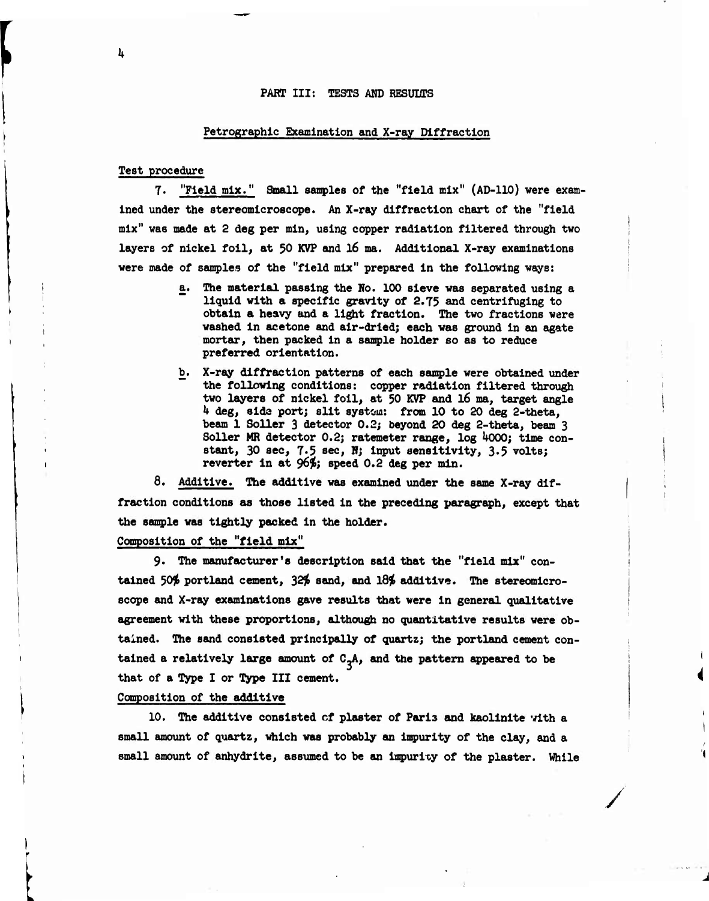## PART III: TESTS AND RESULTS

### Petrographic Examination and X-ray Diffraction

#### Test procedure

7. "Field mix." Small samples of the "field mix" (AD-110) were examined under the stereomicroscope. An X-ray diffraction chart of the "field mix" was made at 2 deg per min, using copper radiation filtered through two layers of nickel foil, at 50 KVP and 16 ma. Additional X-ray examinations were made of samples of the "field mix" prepared in the following ways:

   a. The material passing the No. 100 sieve was separated using a liquid with a specific gravity of 2.75 and centrifuging to obtain a heavy and a light fraction. The two fractions were washed in acetone and air-dried; each was ground in an agate mortar, then packed in a sample holder so as to reduce preferred orientation.

   b. X-ray diffraction patterns of each sample were obtained under the following conditions: copper radiation filtered through two layers of nickel foil, at 50 KVP and 16 ma, target angle 4 deg, side port; slit system: from 10 to 20 deg 2-theta, beam 1 Soller 3 detector 0.2; beyond 20 deg 2-theta, beam 3 Soller MR detector 0.2; ratemeter range, log 4000; time constant, 30 sec, 7.5 sec, N; input sensitivity, 3.5 volts; reverter in at 96%; speed 0.2 deg per min.

8. Additive. The additive was examined under the same X-ray diffraction conditions as those listed in the preceding paragraph, except that the sample was tightly packed in the holder.

#### Composition of the "field mix"

9. The manufacturer's description said that the "field mix" contained 50% portland cement, 32% sand, and 18% additive. The stereomicroscope and X-ray examinations gave results that were in general qualitative agreement with these proportions, although no quantitative results were obtained. The sand consisted principally of quartz; the portland cement contained a relatively large amount of $C_3A$, and the pattern appeared to be that of a Type I or Type III cement.

#### Composition of the additive

10. The additive consisted of plaster of Paris and kaolinite with a small amount of quartz, which was probably an impurity of the clay, and a small amount of anhydrite, assumed to be an impurity of the plaster. While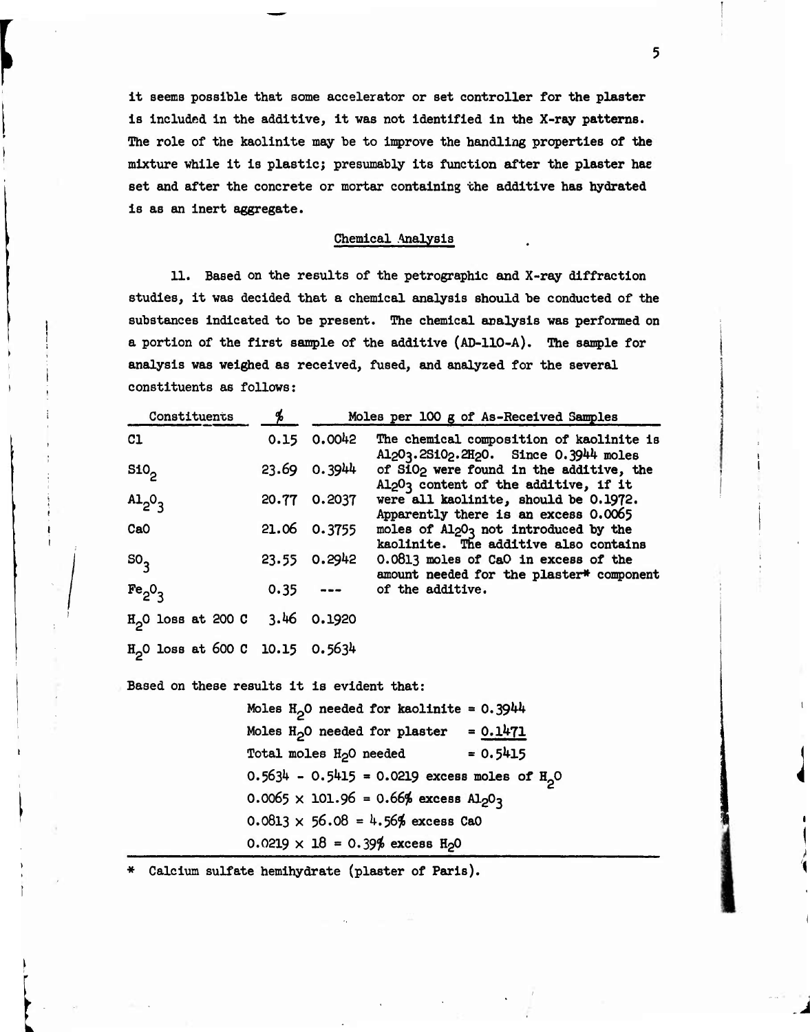it seems possible that some accelerator or set controller for the plaster is included in the additive, it was not identified in the X-ray patterns. The role of the kaolinite may be to improve the handling properties of the mixture while it is plastic; presumably its function after the plaster has set and after the concrete or mortar containing the additive has hydrated is as an inert aggregate.

## Chemical Analysis

11. Based on the results of the petrographic and X-ray diffraction studies, it was decided that a chemical analysis should be conducted of the substances indicated to be present. The chemical analysis was performed on a portion of the first sample of the additive (AD-110-A). The sample for analysis was weighed as received, fused, and analyzed for the several constituents as follows:

| Constituents | % | Moles per 100 g of As-Received Samples | |
|---|---|---|---|
| Cl | 0.15 | 0.0042 | The chemical composition of kaolinite is $Al_2O_3.2SiO_2.2H_2O$. Since 0.3944 moles of $SiO_2$ were found in the additive, the $Al_2O_3$ content of the additive, if it were all kaolinite, should be 0.1972. Apparently there is an excess 0.0065 moles of $Al_2O_3$ not introduced by the kaolinite. The additive also contains 0.0813 moles of CaO in excess of the amount needed for the plaster* component of the additive. |
| $SiO_2$ | 23.69 | 0.3944 | |
| $Al_2O_3$ | 20.77 | 0.2037 | |
| CaO | 21.06 | 0.3755 | |
| $SO_3$ | 23.55 | 0.2942 | |
| $Fe_2O_3$ | 0.35 | --- | |
| $H_2O$ loss at 200 C | 3.46 | 0.1920 | |
| $H_2O$ loss at 600 C | 10.15 | 0.5634 | |

Based on these results it is evident that:

Moles $H_2O$ needed for kaolinite = 0.3944

Moles $H_2O$ needed for plaster = 0.1471

Total moles $H_2O$ needed = 0.5415

$0.5634 - 0.5415 = 0.0219$ excess moles of $H_2O$

$0.0065 \times 101.96 = 0.66\%$ excess $Al_2O_3$

$0.0813 \times 56.08 = 4.56\%$ excess CaO

$0.0219 \times 18 = 0.39\%$ excess $H_2O$

\* Calcium sulfate hemihydrate (plaster of Paris).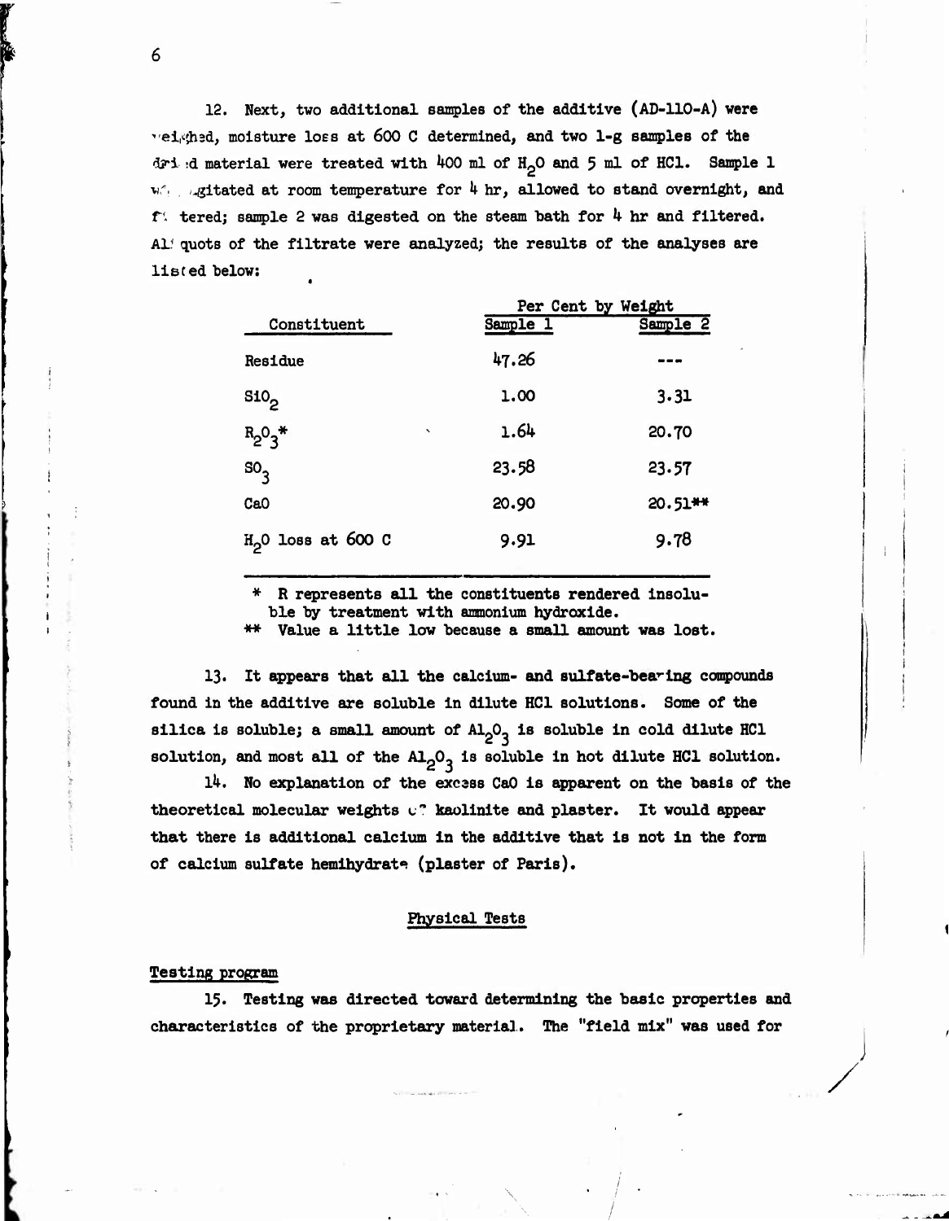12. Next, two additional samples of the additive (AD-110-A) were weighed, moisture loss at 600 C determined, and two 1-g samples of the dried material were treated with 400 ml of $H_2O$ and 5 ml of HCl. Sample 1 was agitated at room temperature for 4 hr, allowed to stand overnight, and filtered; sample 2 was digested on the steam bath for 4 hr and filtered. Aliquots of the filtrate were analyzed; the results of the analyses are listed below:

| Constituent | Per Cent by Weight | |
|---|---|---|
| | Sample 1 | Sample 2 |
| Residue | 47.26 | --- |
| $SiO_2$ | 1.00 | 3.31 |
| $R_2O_3$* | 1.64 | 20.70 |
| $SO_3$ | 23.58 | 23.57 |
| CaO | 20.90 | 20.51** |
| $H_2O$ loss at 600 C | 9.91 | 9.78 |

\* R represents all the constituents rendered insoluble by treatment with ammonium hydroxide.

\** Value a little low because a small amount was lost.

13. It appears that all the calcium- and sulfate-bearing compounds found in the additive are soluble in dilute HCl solutions. Some of the silica is soluble; a small amount of $Al_2O_3$ is soluble in cold dilute HCl solution, and most all of the $Al_2O_3$ is soluble in hot dilute HCl solution.

14. No explanation of the excess CaO is apparent on the basis of the theoretical molecular weights of kaolinite and plaster. It would appear that there is additional calcium in the additive that is not in the form of calcium sulfate hemihydrate (plaster of Paris).

## Physical Tests

### Testing program

15. Testing was directed toward determining the basic properties and characteristics of the proprietary material. The "field mix" was used for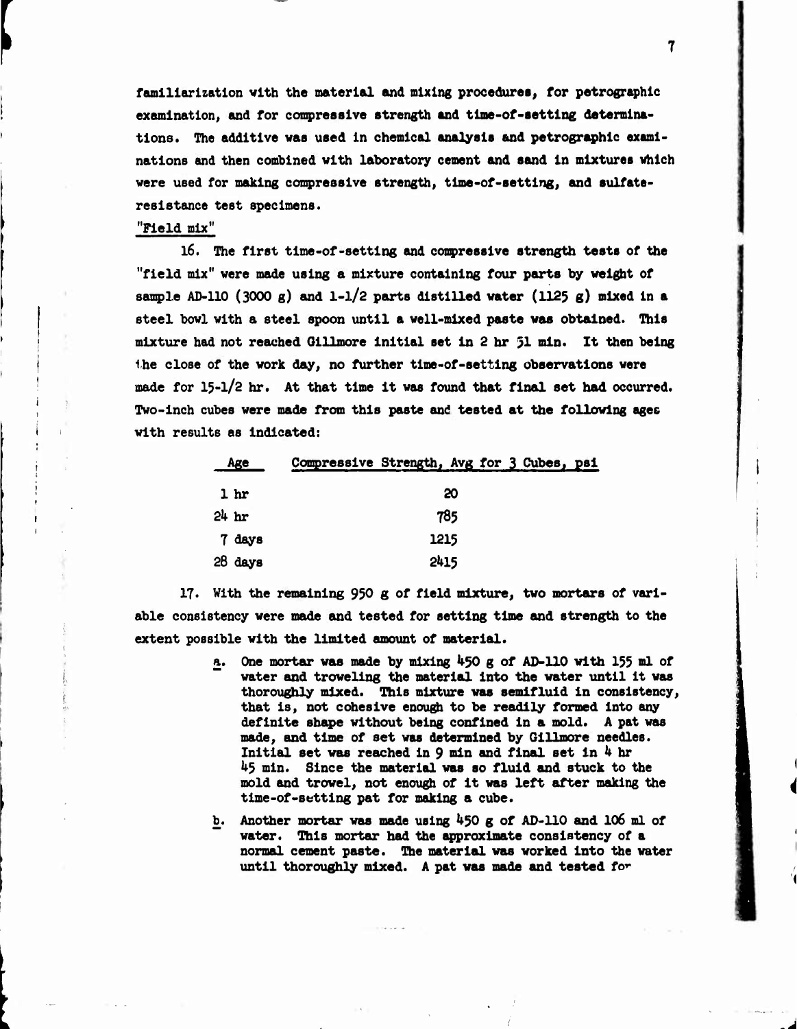familiarization with the material and mixing procedures, for petrographic examination, and for compressive strength and time-of-setting determinations. The additive was used in chemical analysis and petrographic examinations and then combined with laboratory cement and sand in mixtures which were used for making compressive strength, time-of-setting, and sulfate-resistance test specimens.

"Field mix"

16. The first time-of-setting and compressive strength tests of the "field mix" were made using a mixture containing four parts by weight of sample AD-110 (3000 g) and 1-1/2 parts distilled water (1125 g) mixed in a steel bowl with a steel spoon until a well-mixed paste was obtained. This mixture had not reached Gillmore initial set in 2 hr 51 min. It then being the close of the work day, no further time-of-setting observations were made for 15-1/2 hr. At that time it was found that final set had occurred. Two-inch cubes were made from this paste and tested at the following ages with results as indicated:

| Age | Compressive Strength, Avg for 3 Cubes, psi |
|---|---|
| 1 hr | 20 |
| 24 hr | 785 |
| 7 days | 1215 |
| 28 days | 2415 |

17. With the remaining 950 g of field mixture, two mortars of variable consistency were made and tested for setting time and strength to the extent possible with the limited amount of material.

a. One mortar was made by mixing 450 g of AD-110 with 155 ml of water and troweling the material into the water until it was thoroughly mixed. This mixture was semifluid in consistency, that is, not cohesive enough to be readily formed into any definite shape without being confined in a mold. A pat was made, and time of set was determined by Gillmore needles. Initial set was reached in 9 min and final set in 4 hr 45 min. Since the material was so fluid and stuck to the mold and trowel, not enough of it was left after making the time-of-setting pat for making a cube.

b. Another mortar was made using 450 g of AD-110 and 106 ml of water. This mortar had the approximate consistency of a normal cement paste. The material was worked into the water until thoroughly mixed. A pat was made and tested for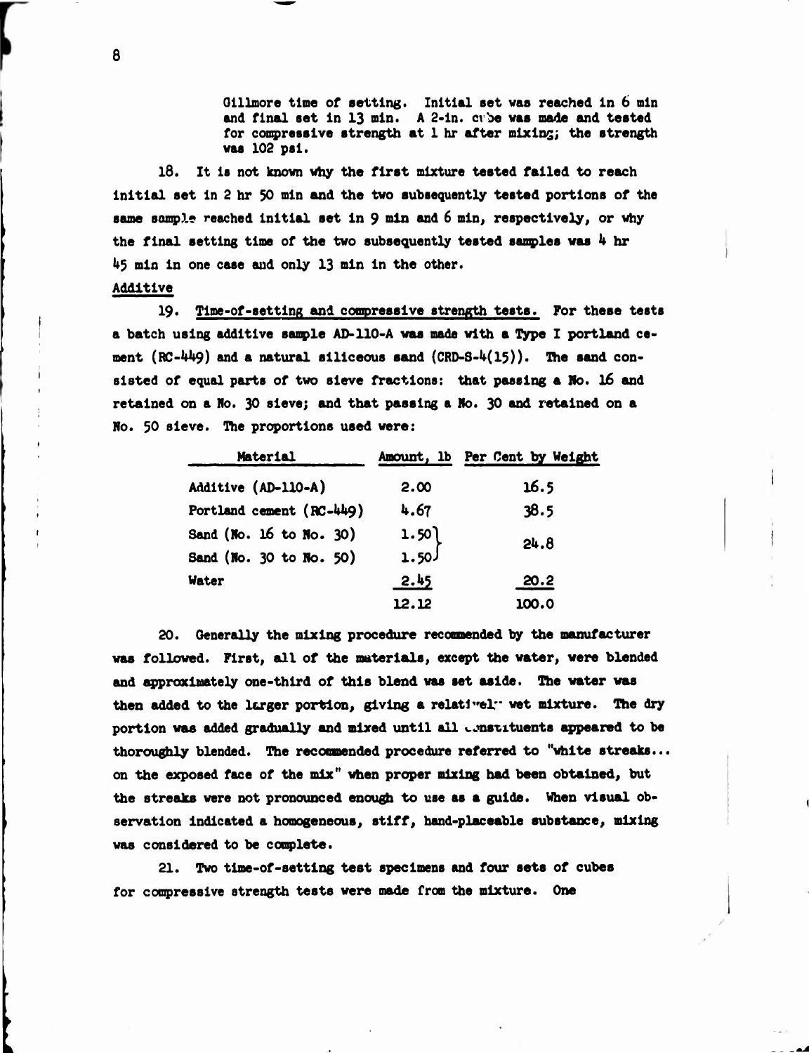Gillmore time of setting. Initial set was reached in 6 min and final set in 13 min. A 2-in. cube was made and tested for compressive strength at 1 hr after mixing; the strength was 102 psi.

18. It is not known why the first mixture tested failed to reach initial set in 2 hr 50 min and the two subsequently tested portions of the same sample reached initial set in 9 min and 6 min, respectively, or why the final setting time of the two subsequently tested samples was 4 hr 45 min in one case and only 13 min in the other.

## Additive

19. Time-of-setting and compressive strength tests. For these tests a batch using additive sample AD-110-A was made with a Type I portland cement (RC-449) and a natural siliceous sand (CRD-S-4(15)). The sand consisted of equal parts of two sieve fractions: that passing a No. 16 and retained on a No. 30 sieve; and that passing a No. 30 and retained on a No. 50 sieve. The proportions used were:

| Material | Amount, lb | Per Cent by Weight |
|---|---|---|
| Additive (AD-110-A) | 2.00 | 16.5 |
| Portland cement (RC-449) | 4.67 | 38.5 |
| Sand (No. 16 to No. 30) | 1.50 | 24.8 |
| Sand (No. 30 to No. 50) | 1.50 | |
| Water | 2.45 | 20.2 |
| | 12.12 | 100.0 |

20. Generally the mixing procedure recommended by the manufacturer was followed. First, all of the materials, except the water, were blended and approximately one-third of this blend was set aside. The water was then added to the larger portion, giving a relatively wet mixture. The dry portion was added gradually and mixed until all constituents appeared to be thoroughly blended. The recommended procedure referred to "white streaks... on the exposed face of the mix" when proper mixing had been obtained, but the streaks were not pronounced enough to use as a guide. When visual observation indicated a homogeneous, stiff, hand-placeable substance, mixing was considered to be complete.

21. Two time-of-setting test specimens and four sets of cubes for compressive strength tests were made from the mixture. One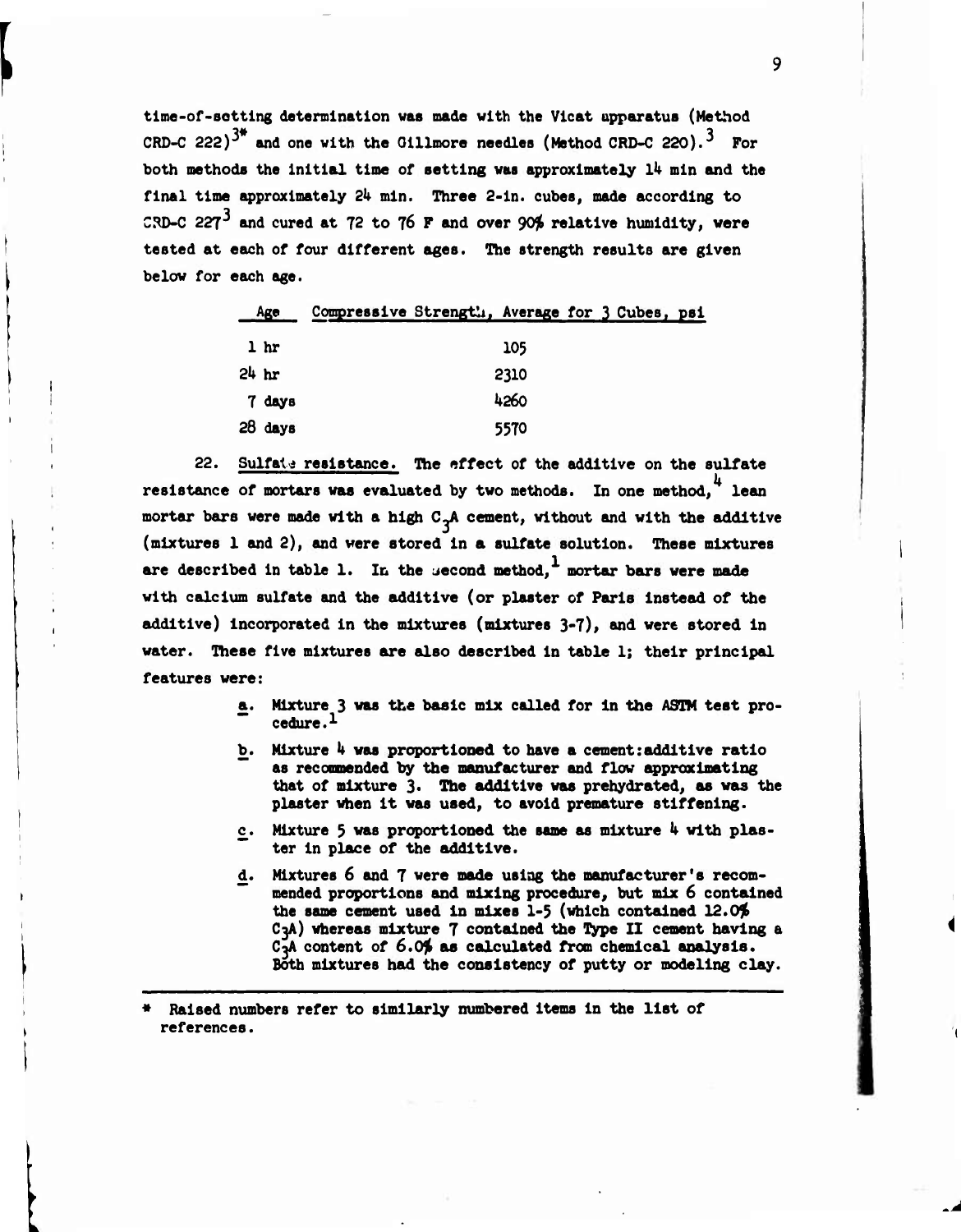time-of-setting determination was made with the Vicat apparatus (Method CRD-C 222)[3*] and one with the Gillmore needles (Method CRD-C 220).[3] For both methods the initial time of setting was approximately 14 min and the final time approximately 24 min. Three 2-in. cubes, made according to CRD-C 227[3] and cured at 72 to 76 F and over 90% relative humidity, were tested at each of four different ages. The strength results are given below for each age.

| Age | Compressive Strength, Average for 3 Cubes, psi |
|---|---|
| 1 hr | 105 |
| 24 hr | 2310 |
| 7 days | 4260 |
| 28 days | 5570 |

22. Sulfate resistance. The effect of the additive on the sulfate resistance of mortars was evaluated by two methods. In one method,[4] lean mortar bars were made with a high $C_3A$ cement, without and with the additive (mixtures 1 and 2), and were stored in a sulfate solution. These mixtures are described in table 1. In the second method,[1] mortar bars were made with calcium sulfate and the additive (or plaster of Paris instead of the additive) incorporated in the mixtures (mixtures 3-7), and were stored in water. These five mixtures are also described in table 1; their principal features were:

- a. Mixture 3 was the basic mix called for in the ASTM test procedure.[1]
- b. Mixture 4 was proportioned to have a cement:additive ratio as recommended by the manufacturer and flow approximating that of mixture 3. The additive was prehydrated, as was the plaster when it was used, to avoid premature stiffening.
- c. Mixture 5 was proportioned the same as mixture 4 with plaster in place of the additive.
- d. Mixtures 6 and 7 were made using the manufacturer's recommended proportions and mixing procedure, but mix 6 contained the same cement used in mixes 1-5 (which contained 12.0% $C_3A$) whereas mixture 7 contained the Type II cement having a $C_3A$ content of 6.0% as calculated from chemical analysis. Both mixtures had the consistency of putty or modeling clay.

\* Raised numbers refer to similarly numbered items in the list of references.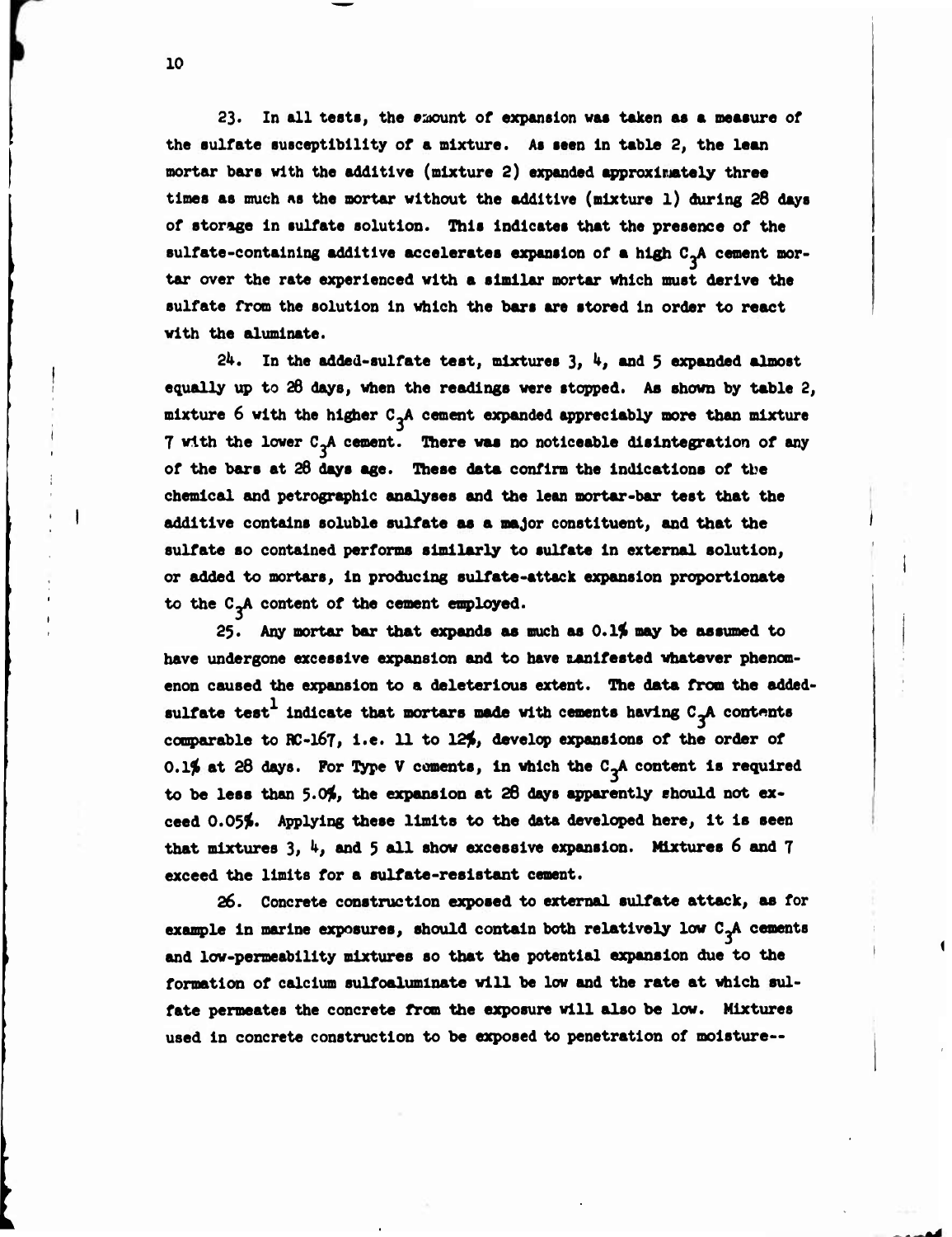23. In all tests, the amount of expansion was taken as a measure of the sulfate susceptibility of a mixture. As seen in table 2, the lean mortar bars with the additive (mixture 2) expanded approximately three times as much as the mortar without the additive (mixture 1) during 28 days of storage in sulfate solution. This indicates that the presence of the sulfate-containing additive accelerates expansion of a high $C_3A$ cement mortar over the rate experienced with a similar mortar which must derive the sulfate from the solution in which the bars are stored in order to react with the aluminate.

24. In the added-sulfate test, mixtures 3, 4, and 5 expanded almost equally up to 28 days, when the readings were stopped. As shown by table 2, mixture 6 with the higher $C_3A$ cement expanded appreciably more than mixture 7 with the lower $C_3A$ cement. There was no noticeable disintegration of any of the bars at 28 days age. These data confirm the indications of the chemical and petrographic analyses and the lean mortar-bar test that the additive contains soluble sulfate as a major constituent, and that the sulfate so contained performs similarly to sulfate in external solution, or added to mortars, in producing sulfate-attack expansion proportionate to the $C_3A$ content of the cement employed.

25. Any mortar bar that expands as much as 0.1% may be assumed to have undergone excessive expansion and to have manifested whatever phenomenon caused the expansion to a deleterious extent. The data from the added-sulfate test[1] indicate that mortars made with cements having $C_3A$ contents comparable to RC-167, i.e. 11 to 12%, develop expansions of the order of 0.1% at 28 days. For Type V cements, in which the $C_3A$ content is required to be less than 5.0%, the expansion at 28 days apparently should not exceed 0.05%. Applying these limits to the data developed here, it is seen that mixtures 3, 4, and 5 all show excessive expansion. Mixtures 6 and 7 exceed the limits for a sulfate-resistant cement.

26. Concrete construction exposed to external sulfate attack, as for example in marine exposures, should contain both relatively low $C_3A$ cements and low-permeability mixtures so that the potential expansion due to the formation of calcium sulfoaluminate will be low and the rate at which sulfate permeates the concrete from the exposure will also be low. Mixtures used in concrete construction to be exposed to penetration of moisture--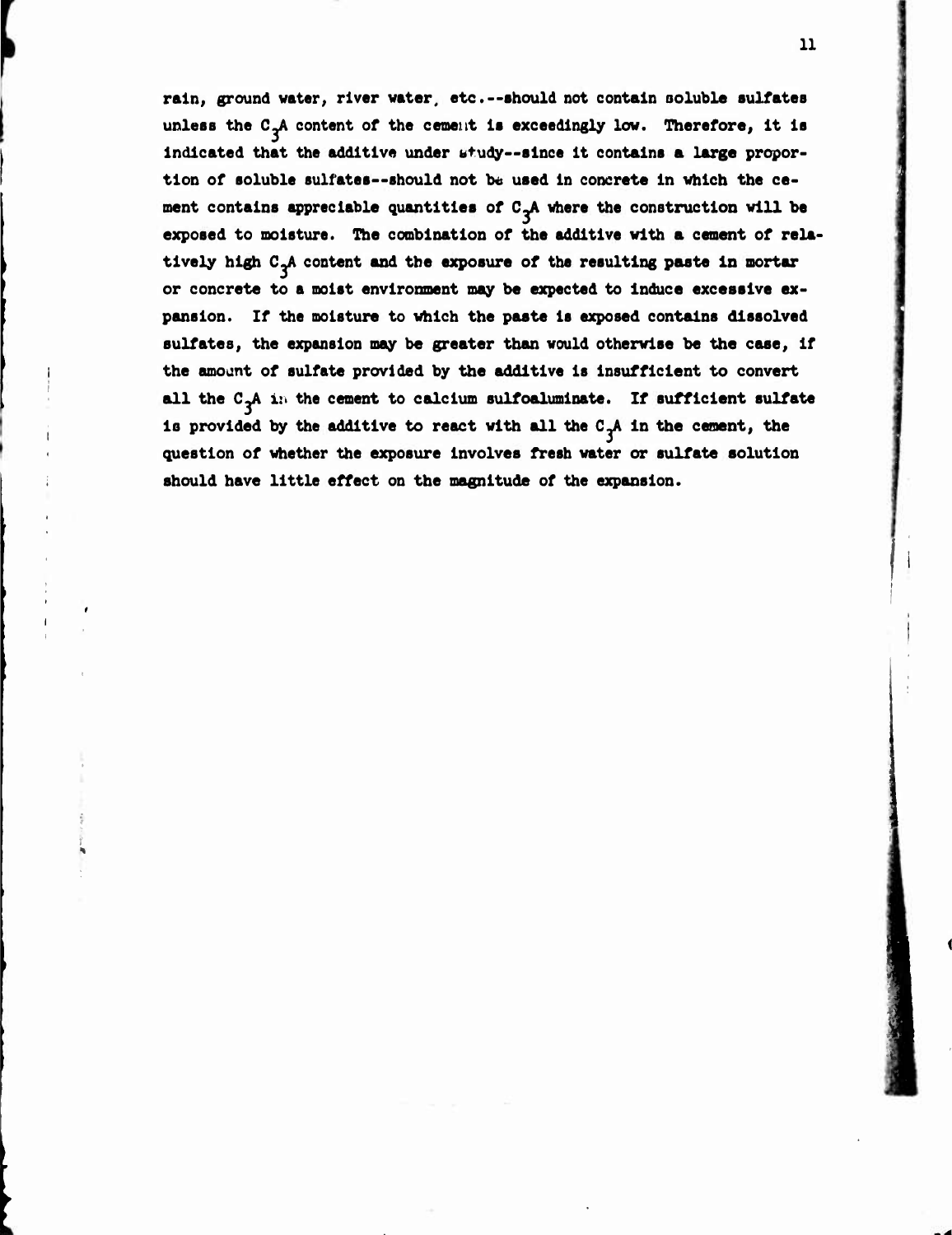rain, ground water, river water, etc.--should not contain soluble sulfates unless the $C_3A$ content of the cement is exceedingly low. Therefore, it is indicated that the additive under study--since it contains a large proportion of soluble sulfates--should not be used in concrete in which the cement contains appreciable quantities of $C_3A$ where the construction will be exposed to moisture. The combination of the additive with a cement of relatively high $C_3A$ content and the exposure of the resulting paste in mortar or concrete to a moist environment may be expected to induce excessive expansion. If the moisture to which the paste is exposed contains dissolved sulfates, the expansion may be greater than would otherwise be the case, if the amount of sulfate provided by the additive is insufficient to convert all the $C_3A$ in the cement to calcium sulfoaluminate. If sufficient sulfate is provided by the additive to react with all the $C_3A$ in the cement, the question of whether the exposure involves fresh water or sulfate solution should have little effect on the magnitude of the expansion.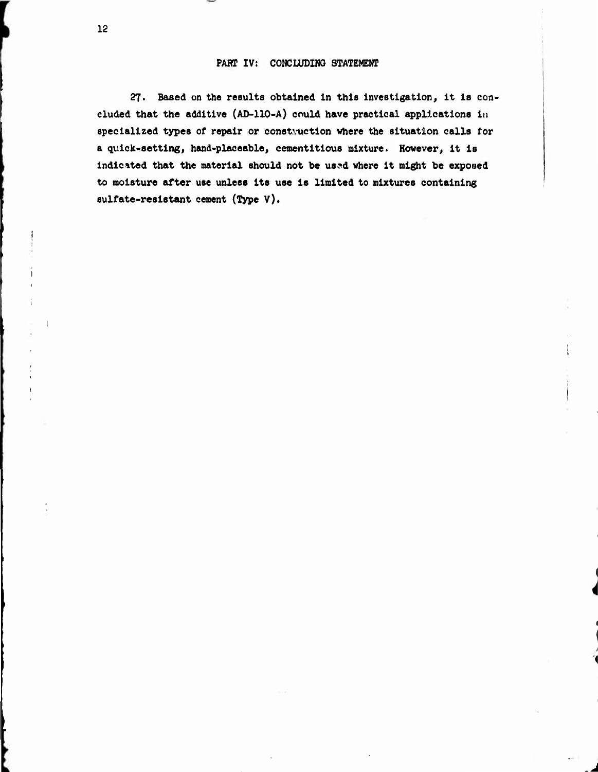## PART IV: CONCLUDING STATEMENT

27. Based on the results obtained in this investigation, it is concluded that the additive (AD-110-A) could have practical applications in specialized types of repair or construction where the situation calls for a quick-setting, hand-placeable, cementitious mixture. However, it is indicated that the material should not be used where it might be exposed to moisture after use unless its use is limited to mixtures containing sulfate-resistant cement (Type V).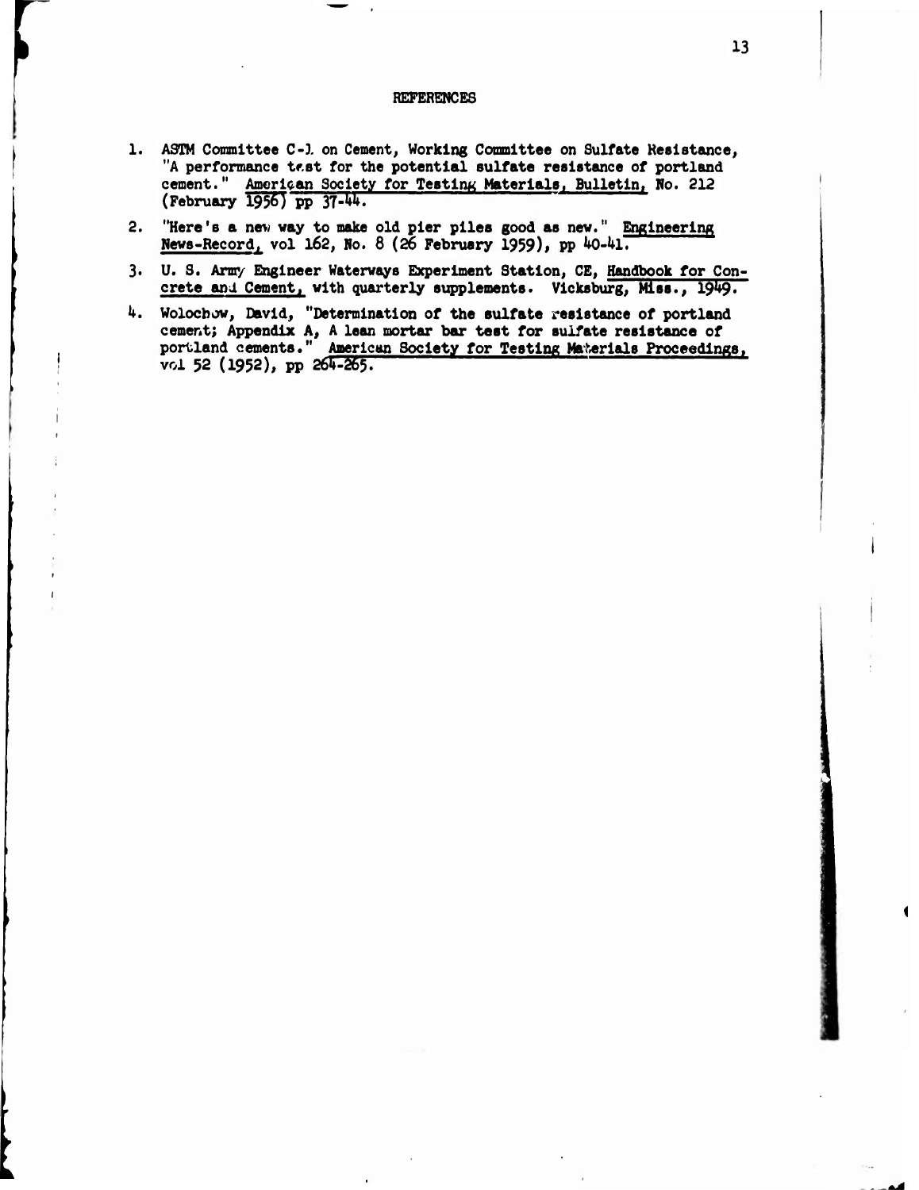# REFERENCES

1. ASTM Committee C-1 on Cement, Working Committee on Sulfate Resistance, "A performance test for the potential sulfate resistance of portland cement." American Society for Testing Materials, Bulletin, No. 212 (February 1956) pp 37-44.

2. "Here's a new way to make old pier piles good as new." Engineering News-Record, vol 162, No. 8 (26 February 1959), pp 40-41.

3. U. S. Army Engineer Waterways Experiment Station, CE, Handbook for Concrete and Cement, with quarterly supplements. Vicksburg, Miss., 1949.

4. Wolochow, David, "Determination of the sulfate resistance of portland cement; Appendix A, A lean mortar bar test for sulfate resistance of portland cements." American Society for Testing Materials Proceedings, vol 52 (1952), pp 264-265.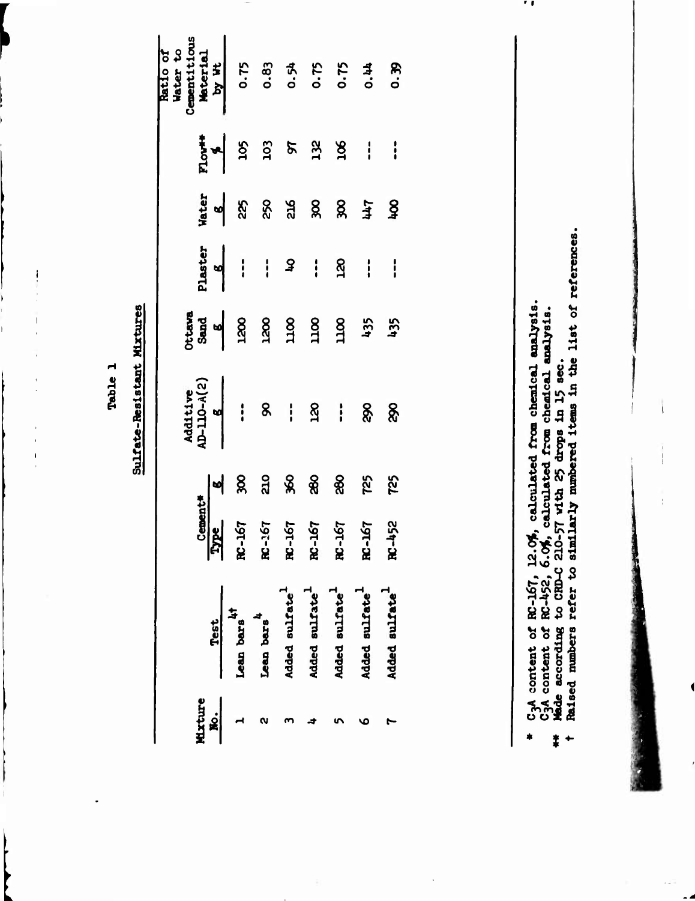Table 1

Sulfate-Resistant Mixtures

| Mixture No. | Test | Cement* Type | Cement* g | Additive AD-110-A(2) g | Ottawa Sand g | Plaster g | Water g | Flow** % | Ratio of Water to Cementitious Material by Wt |
|---|---|---|---|---|---|---|---|---|---|
| 1 | Lean bars[4†] | RC-167 | 300 | --- | 1200 | --- | 225 | 105 | 0.75 |
| 2 | Lean bars[4] | RC-167 | 210 | 90 | 1200 | --- | 250 | 103 | 0.83 |
| 3 | Added sulfate[1] | RC-167 | 360 | --- | 1100 | 40 | 216 | 97 | 0.54 |
| 4 | Added sulfate[1] | RC-167 | 280 | 120 | 1100 | --- | 300 | 132 | 0.75 |
| 5 | Added sulfate[1] | RC-167 | 280 | --- | 1100 | 120 | 300 | 106 | 0.75 |
| 6 | Added sulfate[1] | RC-167 | 725 | 290 | 435 | --- | 447 | --- | 0.44 |
| 7 | Added sulfate[1] | RC-452 | 725 | 290 | 435 | --- | 400 | --- | 0.39 |

\* $C_3A$ content of RC-167, 12.0%, calculated from chemical analysis.
$C_3A$ content of RC-452, 6.0%, calculated from chemical analysis.

\*\* Made according to CRD-C 210-57 with 25 drops in 15 sec.

† Raised numbers refer to similarly numbered items in the list of references.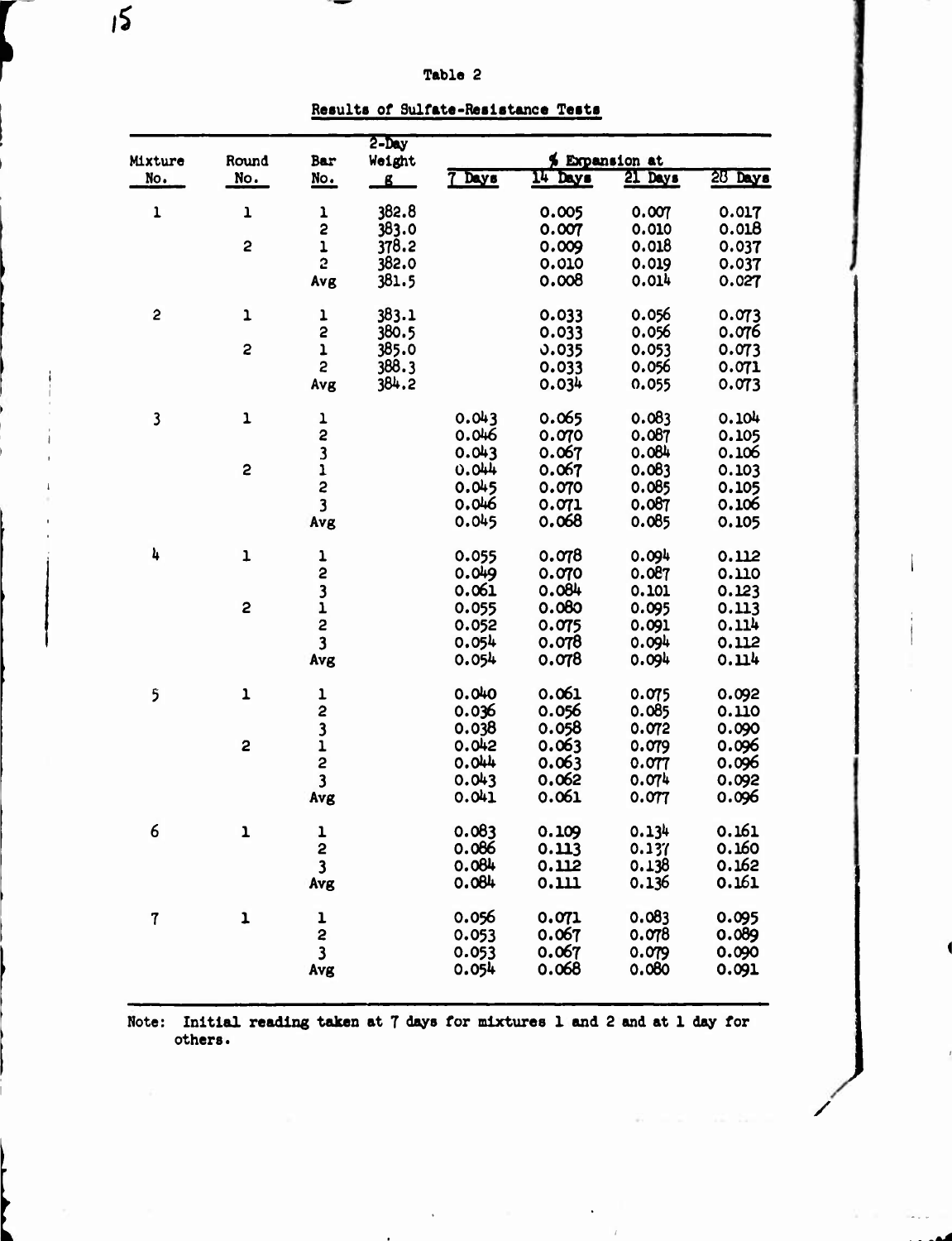Table 2

Results of Sulfate-Resistance Tests

| Mixture No. | Round No. | Bar No. | 2-Day Weight g | % Expansion at 7 Days | 14 Days | 21 Days | 28 Days |
|---|---|---|---|---|---|---|---|
| 1 | 1 | 1 | 382.8 | | 0.005 | 0.007 | 0.017 |
| | | 2 | 383.0 | | 0.007 | 0.010 | 0.018 |
| | 2 | 1 | 378.2 | | 0.009 | 0.018 | 0.037 |
| | | 2 | 382.0 | | 0.010 | 0.019 | 0.037 |
| | | Avg | 381.5 | | 0.008 | 0.014 | 0.027 |
| 2 | 1 | 1 | 383.1 | | 0.033 | 0.056 | 0.073 |
| | | 2 | 380.5 | | 0.033 | 0.056 | 0.076 |
| | 2 | 1 | 385.0 | | 0.035 | 0.053 | 0.073 |
| | | 2 | 388.3 | | 0.033 | 0.056 | 0.071 |
| | | Avg | 384.2 | | 0.034 | 0.055 | 0.073 |
| 3 | 1 | 1 | | 0.043 | 0.065 | 0.083 | 0.104 |
| | | 2 | | 0.046 | 0.070 | 0.087 | 0.105 |
| | | 3 | | 0.043 | 0.067 | 0.084 | 0.106 |
| | 2 | 1 | | 0.044 | 0.067 | 0.083 | 0.103 |
| | | 2 | | 0.045 | 0.070 | 0.085 | 0.105 |
| | | 3 | | 0.046 | 0.071 | 0.087 | 0.106 |
| | | Avg | | 0.045 | 0.068 | 0.085 | 0.105 |
| 4 | 1 | 1 | | 0.055 | 0.078 | 0.094 | 0.112 |
| | | 2 | | 0.049 | 0.070 | 0.087 | 0.110 |
| | | 3 | | 0.061 | 0.084 | 0.101 | 0.123 |
| | 2 | 1 | | 0.055 | 0.080 | 0.095 | 0.113 |
| | | 2 | | 0.052 | 0.075 | 0.091 | 0.114 |
| | | 3 | | 0.054 | 0.078 | 0.094 | 0.112 |
| | | Avg | | 0.054 | 0.078 | 0.094 | 0.114 |
| 5 | 1 | 1 | | 0.040 | 0.061 | 0.075 | 0.092 |
| | | 2 | | 0.036 | 0.056 | 0.085 | 0.110 |
| | | 3 | | 0.038 | 0.058 | 0.072 | 0.090 |
| | 2 | 1 | | 0.042 | 0.063 | 0.079 | 0.096 |
| | | 2 | | 0.044 | 0.063 | 0.077 | 0.096 |
| | | 3 | | 0.043 | 0.062 | 0.074 | 0.092 |
| | | Avg | | 0.041 | 0.061 | 0.077 | 0.096 |
| 6 | 1 | 1 | | 0.083 | 0.109 | 0.134 | 0.161 |
| | | 2 | | 0.086 | 0.113 | 0.137 | 0.160 |
| | | 3 | | 0.084 | 0.112 | 0.138 | 0.162 |
| | | Avg | | 0.084 | 0.111 | 0.136 | 0.161 |
| 7 | 1 | 1 | | 0.056 | 0.071 | 0.083 | 0.095 |
| | | 2 | | 0.053 | 0.067 | 0.078 | 0.089 |
| | | 3 | | 0.053 | 0.067 | 0.079 | 0.090 |
| | | Avg | | 0.054 | 0.068 | 0.080 | 0.091 |

Note: Initial reading taken at 7 days for mixtures 1 and 2 and at 1 day for others.